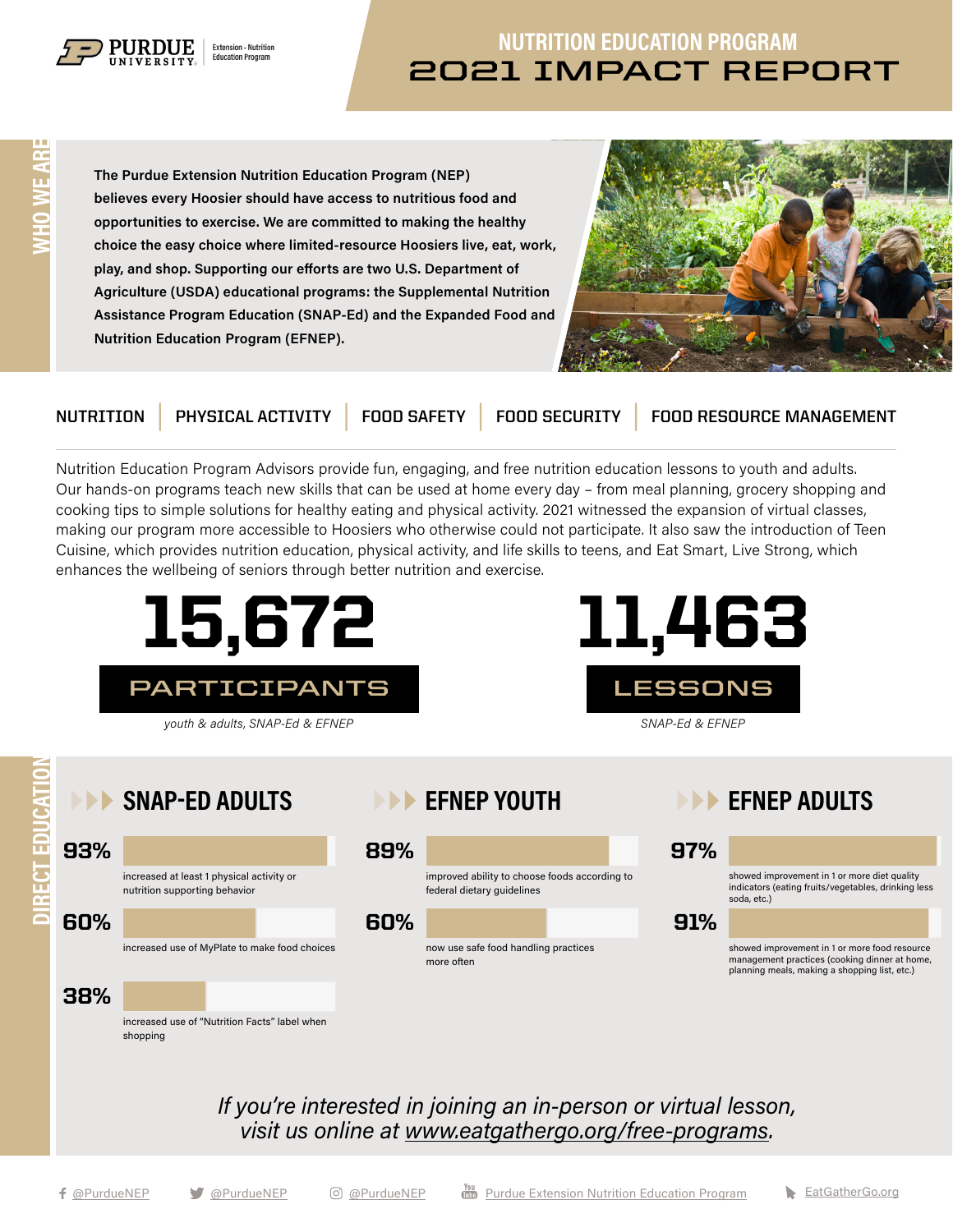PURDUE UNIVERSITY | Extension - Nutrition Education Program

# NUTRITION EDUCATION PROGRAM 2021 IMPACT REPORT

## WHO WE ARE

**The Purdue Extension Nutrition Education Program (NEP) believes every Hoosier should have access to nutritious food and opportunities to exercise. We are committed to making the healthy choice the easy choice where limited-resource Hoosiers live, eat, work, play, and shop. Supporting our efforts are two U.S. Department of Agriculture (USDA) educational programs: the Supplemental Nutrition Assistance Program Education (SNAP-Ed) and the Expanded Food and Nutrition Education Program (EFNEP).**

NUTRITION | PHYSICAL ACTIVITY | FOOD SAFETY | FOOD SECURITY | FOOD RESOURCE MANAGEMENT

Nutrition Education Program Advisors provide fun, engaging, and free nutrition education lessons to youth and adults. Our hands-on programs teach new skills that can be used at home every day – from meal planning, grocery shopping and cooking tips to simple solutions for healthy eating and physical activity. 2021 witnessed the expansion of virtual classes, making our program more accessible to Hoosiers who otherwise could not participate. It also saw the introduction of Teen Cuisine, which provides nutrition education, physical activity, and life skills to teens, and Eat Smart, Live Strong, which enhances the wellbeing of seniors through better nutrition and exercise.

**15,672 PARTICIPANTS**

*youth & adults, SNAP-Ed & EFNEP*

**11,463 LESSONS**

*SNAP-Ed & EFNEP*

## DIRECT EDUCATION

### SNAP-ED ADULTS

**93%** increased at least 1 physical activity or nutrition supporting behavior

**60%** increased use of MyPlate to make food choices

**38%** increased use of "Nutrition Facts" label when shopping

### EFNEP YOUTH

**89%** improved ability to choose foods according to federal dietary guidelines

**60%** now use safe food handling practices more often

### EFNEP ADULTS

**97%** showed improvement in 1 or more diet quality indicators (eating fruits/vegetables, drinking less soda, etc.)

**91%** showed improvement in 1 or more food resource management practices (cooking dinner at home, planning meals, making a shopping list, etc.)

*If you're interested in joining an in-person or virtual lesson, visit us online at www.eatgathergo.org/free-programs.*

@PurdueNEP | @PurdueNEP | @PurdueNEP | Purdue Extension Nutrition Education Program | EatGatherGo.org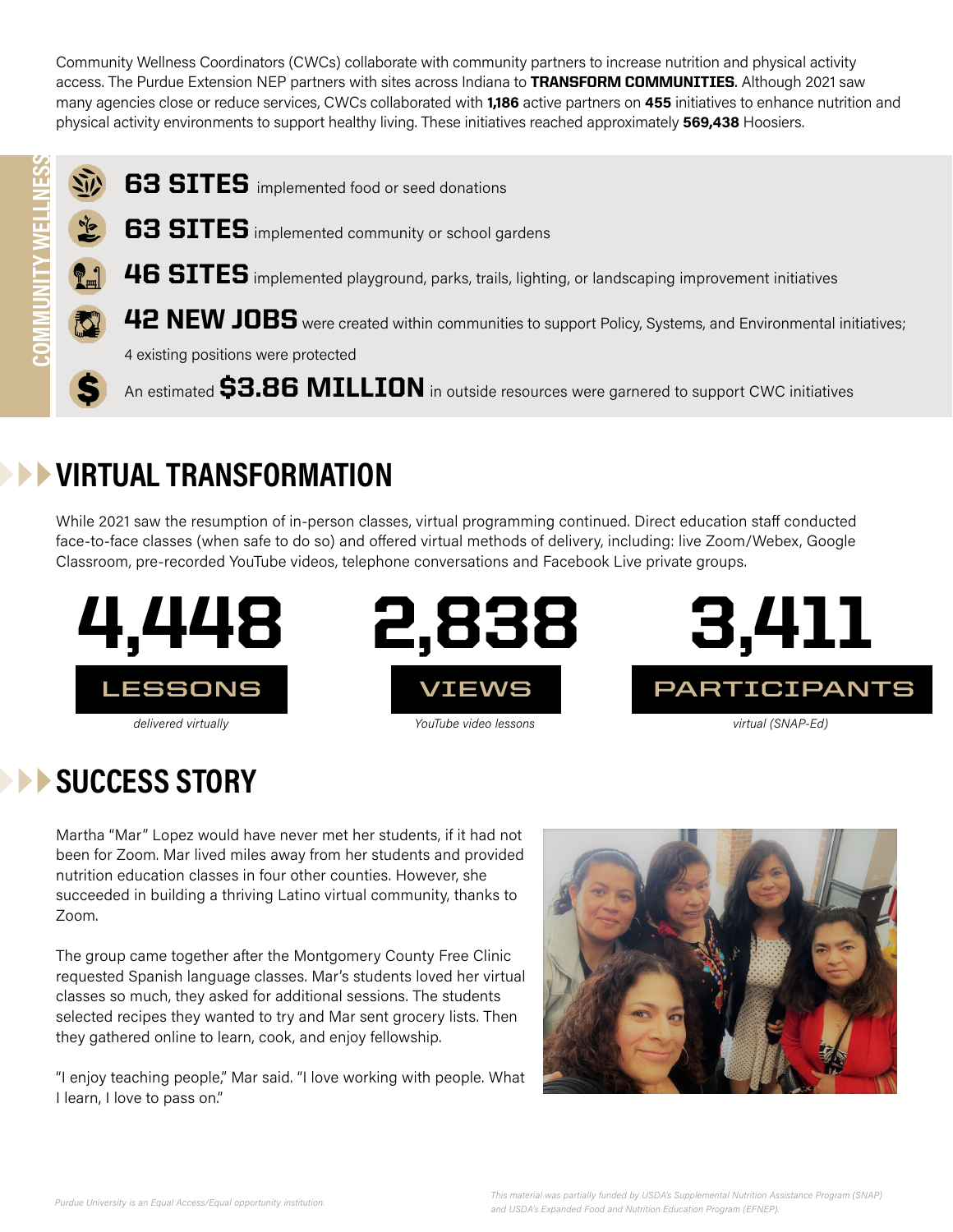Community Wellness Coordinators (CWCs) collaborate with community partners to increase nutrition and physical activity access. The Purdue Extension NEP partners with sites across Indiana to **TRANSFORM COMMUNITIES**. Although 2021 saw many agencies close or reduce services, CWCs collaborated with **1,186** active partners on **455** initiatives to enhance nutrition and physical activity environments to support healthy living. These initiatives reached approximately **569,438** Hoosiers.

COMMUNITY WELLNESS

- **63 SITES** implemented food or seed donations
- **63 SITES** implemented community or school gardens
- **46 SITES** implemented playground, parks, trails, lighting, or landscaping improvement initiatives
- **42 NEW JOBS** were created within communities to support Policy, Systems, and Environmental initiatives; 4 existing positions were protected
- An estimated **$3.86 MILLION** in outside resources were garnered to support CWC initiatives

## VIRTUAL TRANSFORMATION

While 2021 saw the resumption of in-person classes, virtual programming continued. Direct education staff conducted face-to-face classes (when safe to do so) and offered virtual methods of delivery, including: live Zoom/Webex, Google Classroom, pre-recorded YouTube videos, telephone conversations and Facebook Live private groups.

**4,448**
**LESSONS**
*delivered virtually*

**2,838**
**VIEWS**
*YouTube video lessons*

**3,411**
**PARTICIPANTS**
*virtual (SNAP-Ed)*

## SUCCESS STORY

Martha "Mar" Lopez would have never met her students, if it had not been for Zoom. Mar lived miles away from her students and provided nutrition education classes in four other counties. However, she succeeded in building a thriving Latino virtual community, thanks to Zoom.

The group came together after the Montgomery County Free Clinic requested Spanish language classes. Mar's students loved her virtual classes so much, they asked for additional sessions. The students selected recipes they wanted to try and Mar sent grocery lists. Then they gathered online to learn, cook, and enjoy fellowship.

"I enjoy teaching people," Mar said. "I love working with people. What I learn, I love to pass on."

*Purdue University is an Equal Access/Equal opportunity institution.*

*This material was partially funded by USDA's Supplemental Nutrition Assistance Program (SNAP) and USDA's Expanded Food and Nutrition Education Program (EFNEP).*